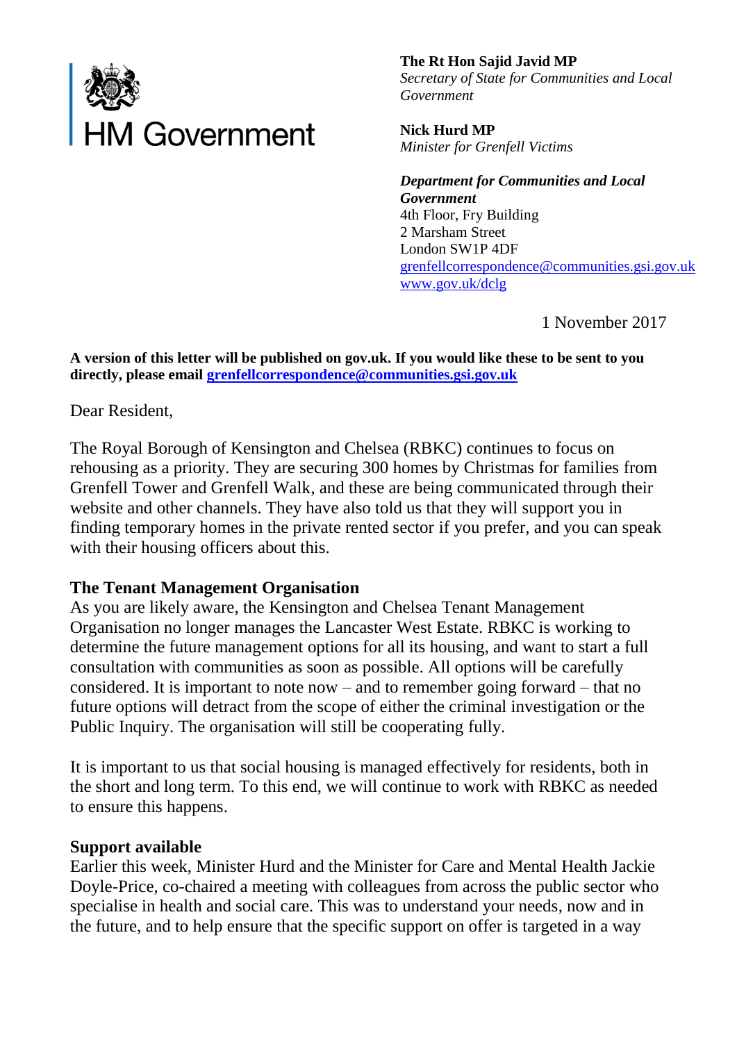HM Government

**The Rt Hon Sajid Javid MP**
*Secretary of State for Communities and Local Government*

**Nick Hurd MP**
*Minister for Grenfell Victims*

***Department for Communities and Local Government***
4th Floor, Fry Building
2 Marsham Street
London SW1P 4DF
grenfellcorrespondence@communities.gsi.gov.uk
www.gov.uk/dclg

1 November 2017

**A version of this letter will be published on gov.uk. If you would like these to be sent to you directly, please email grenfellcorrespondence@communities.gsi.gov.uk**

Dear Resident,

The Royal Borough of Kensington and Chelsea (RBKC) continues to focus on rehousing as a priority. They are securing 300 homes by Christmas for families from Grenfell Tower and Grenfell Walk, and these are being communicated through their website and other channels. They have also told us that they will support you in finding temporary homes in the private rented sector if you prefer, and you can speak with their housing officers about this.

**The Tenant Management Organisation**

As you are likely aware, the Kensington and Chelsea Tenant Management Organisation no longer manages the Lancaster West Estate. RBKC is working to determine the future management options for all its housing, and want to start a full consultation with communities as soon as possible. All options will be carefully considered. It is important to note now – and to remember going forward – that no future options will detract from the scope of either the criminal investigation or the Public Inquiry. The organisation will still be cooperating fully.

It is important to us that social housing is managed effectively for residents, both in the short and long term. To this end, we will continue to work with RBKC as needed to ensure this happens.

**Support available**

Earlier this week, Minister Hurd and the Minister for Care and Mental Health Jackie Doyle-Price, co-chaired a meeting with colleagues from across the public sector who specialise in health and social care. This was to understand your needs, now and in the future, and to help ensure that the specific support on offer is targeted in a way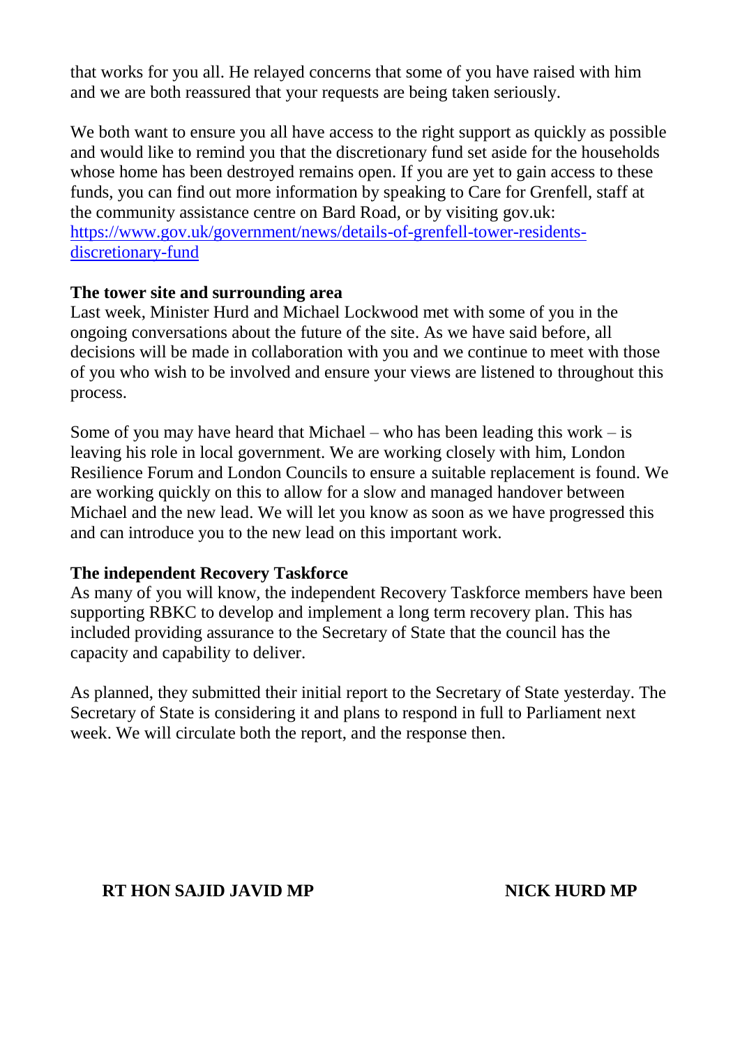that works for you all. He relayed concerns that some of you have raised with him and we are both reassured that your requests are being taken seriously.

We both want to ensure you all have access to the right support as quickly as possible and would like to remind you that the discretionary fund set aside for the households whose home has been destroyed remains open. If you are yet to gain access to these funds, you can find out more information by speaking to Care for Grenfell, staff at the community assistance centre on Bard Road, or by visiting gov.uk: [https://www.gov.uk/government/news/details-of-grenfell-tower-residents-discretionary-fund](https://www.gov.uk/government/news/details-of-grenfell-tower-residents-discretionary-fund)

**The tower site and surrounding area**

Last week, Minister Hurd and Michael Lockwood met with some of you in the ongoing conversations about the future of the site. As we have said before, all decisions will be made in collaboration with you and we continue to meet with those of you who wish to be involved and ensure your views are listened to throughout this process.

Some of you may have heard that Michael – who has been leading this work – is leaving his role in local government. We are working closely with him, London Resilience Forum and London Councils to ensure a suitable replacement is found. We are working quickly on this to allow for a slow and managed handover between Michael and the new lead. We will let you know as soon as we have progressed this and can introduce you to the new lead on this important work.

**The independent Recovery Taskforce**

As many of you will know, the independent Recovery Taskforce members have been supporting RBKC to develop and implement a long term recovery plan. This has included providing assurance to the Secretary of State that the council has the capacity and capability to deliver.

As planned, they submitted their initial report to the Secretary of State yesterday. The Secretary of State is considering it and plans to respond in full to Parliament next week. We will circulate both the report, and the response then.

**RT HON SAJID JAVID MP** **NICK HURD MP**